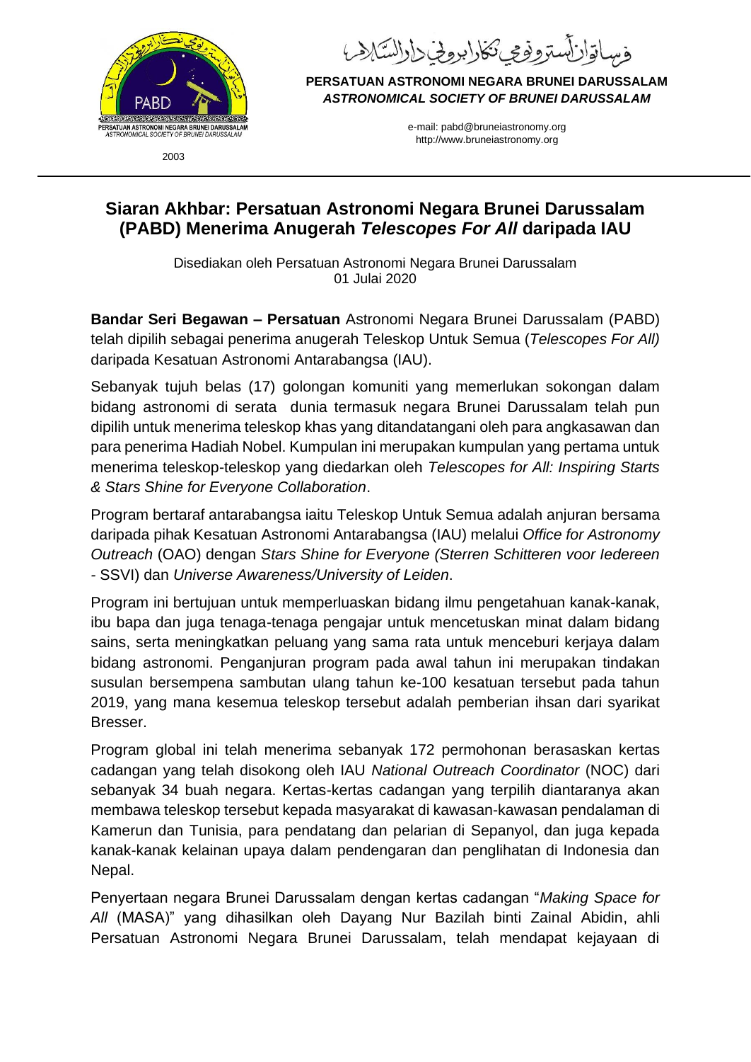فرساتوان أسترونومي نݢارا بروني دارالسلام

**PERSATUAN ASTRONOMI NEGARA BRUNEI DARUSSALAM**
***ASTRONOMICAL SOCIETY OF BRUNEI DARUSSALAM***

e-mail: pabd@bruneiastronomy.org
http://www.bruneiastronomy.org

2003

# Siaran Akhbar: Persatuan Astronomi Negara Brunei Darussalam (PABD) Menerima Anugerah *Telescopes For All* daripada IAU

Disediakan oleh Persatuan Astronomi Negara Brunei Darussalam
01 Julai 2020

**Bandar Seri Begawan – Persatuan** Astronomi Negara Brunei Darussalam (PABD) telah dipilih sebagai penerima anugerah Teleskop Untuk Semua (*Telescopes For All)* daripada Kesatuan Astronomi Antarabangsa (IAU).

Sebanyak tujuh belas (17) golongan komuniti yang memerlukan sokongan dalam bidang astronomi di serata dunia termasuk negara Brunei Darussalam telah pun dipilih untuk menerima teleskop khas yang ditandatangani oleh para angkasawan dan para penerima Hadiah Nobel. Kumpulan ini merupakan kumpulan yang pertama untuk menerima teleskop-teleskop yang diedarkan oleh *Telescopes for All: Inspiring Starts & Stars Shine for Everyone Collaboration*.

Program bertaraf antarabangsa iaitu Teleskop Untuk Semua adalah anjuran bersama daripada pihak Kesatuan Astronomi Antarabangsa (IAU) melalui *Office for Astronomy Outreach* (OAO) dengan *Stars Shine for Everyone (Sterren Schitteren voor Iedereen* - SSVI) dan *Universe Awareness/University of Leiden*.

Program ini bertujuan untuk memperluaskan bidang ilmu pengetahuan kanak-kanak, ibu bapa dan juga tenaga-tenaga pengajar untuk mencetuskan minat dalam bidang sains, serta meningkatkan peluang yang sama rata untuk menceburi kerjaya dalam bidang astronomi. Penganjuran program pada awal tahun ini merupakan tindakan susulan bersempena sambutan ulang tahun ke-100 kesatuan tersebut pada tahun 2019, yang mana kesemua teleskop tersebut adalah pemberian ihsan dari syarikat Bresser.

Program global ini telah menerima sebanyak 172 permohonan berasaskan kertas cadangan yang telah disokong oleh IAU *National Outreach Coordinator* (NOC) dari sebanyak 34 buah negara. Kertas-kertas cadangan yang terpilih diantaranya akan membawa teleskop tersebut kepada masyarakat di kawasan-kawasan pendalaman di Kamerun dan Tunisia, para pendatang dan pelarian di Sepanyol, dan juga kepada kanak-kanak kelainan upaya dalam pendengaran dan penglihatan di Indonesia dan Nepal.

Penyertaan negara Brunei Darussalam dengan kertas cadangan "*Making Space for All* (MASA)" yang dihasilkan oleh Dayang Nur Bazilah binti Zainal Abidin, ahli Persatuan Astronomi Negara Brunei Darussalam, telah mendapat kejayaan di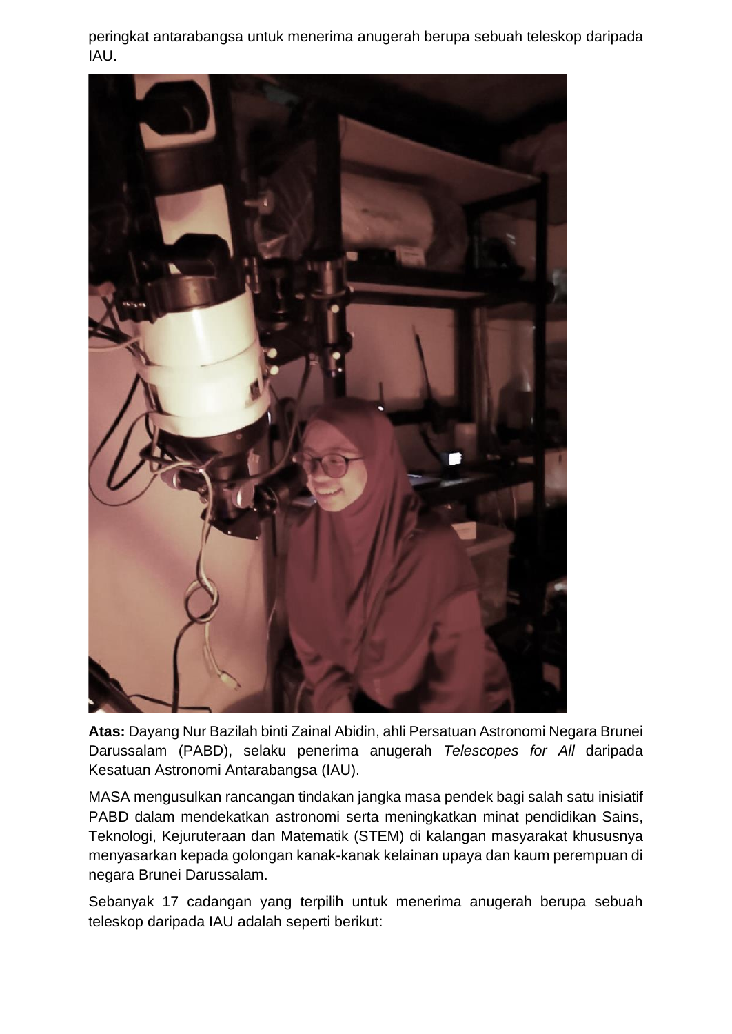peringkat antarabangsa untuk menerima anugerah berupa sebuah teleskop daripada IAU.

**Atas:** Dayang Nur Bazilah binti Zainal Abidin, ahli Persatuan Astronomi Negara Brunei Darussalam (PABD), selaku penerima anugerah *Telescopes for All* daripada Kesatuan Astronomi Antarabangsa (IAU).

MASA mengusulkan rancangan tindakan jangka masa pendek bagi salah satu inisiatif PABD dalam mendekatkan astronomi serta meningkatkan minat pendidikan Sains, Teknologi, Kejuruteraan dan Matematik (STEM) di kalangan masyarakat khususnya menyasarkan kepada golongan kanak-kanak kelainan upaya dan kaum perempuan di negara Brunei Darussalam.

Sebanyak 17 cadangan yang terpilih untuk menerima anugerah berupa sebuah teleskop daripada IAU adalah seperti berikut: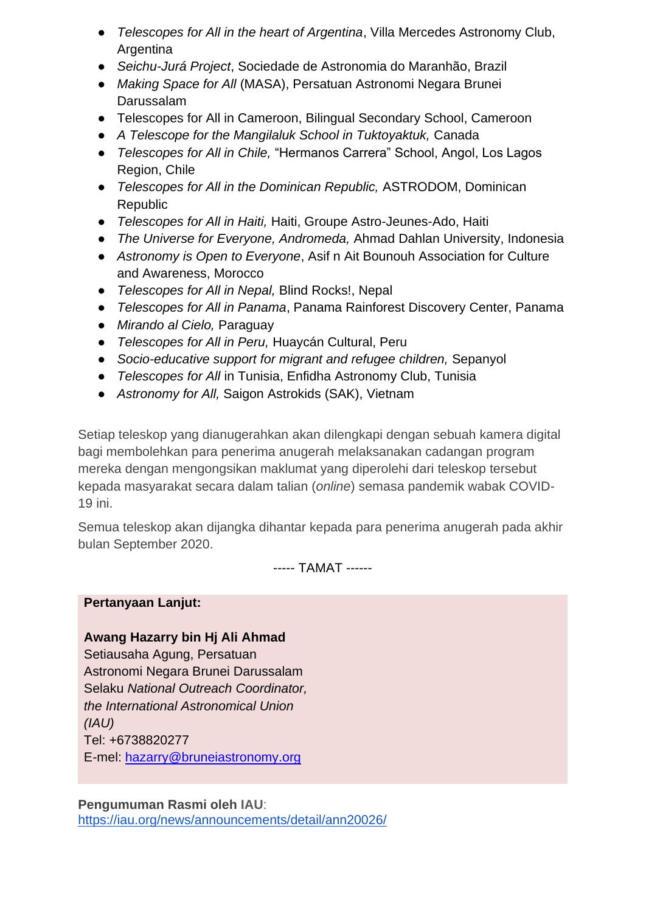- *Telescopes for All in the heart of Argentina*, Villa Mercedes Astronomy Club, Argentina
- *Seichu-Jurá Project*, Sociedade de Astronomia do Maranhão, Brazil
- *Making Space for All* (MASA), Persatuan Astronomi Negara Brunei Darussalam
- Telescopes for All in Cameroon, Bilingual Secondary School, Cameroon
- *A Telescope for the Mangilaluk School in Tuktoyaktuk,* Canada
- *Telescopes for All in Chile,* "Hermanos Carrera" School, Angol, Los Lagos Region, Chile
- *Telescopes for All in the Dominican Republic,* ASTRODOM, Dominican Republic
- *Telescopes for All in Haiti,* Haiti, Groupe Astro-Jeunes-Ado, Haiti
- *The Universe for Everyone, Andromeda,* Ahmad Dahlan University, Indonesia
- *Astronomy is Open to Everyone*, Asif n Ait Bounouh Association for Culture and Awareness, Morocco
- *Telescopes for All in Nepal,* Blind Rocks!, Nepal
- *Telescopes for All in Panama*, Panama Rainforest Discovery Center, Panama
- *Mirando al Cielo,* Paraguay
- *Telescopes for All in Peru,* Huaycán Cultural, Peru
- *Socio-educative support for migrant and refugee children,* Sepanyol
- *Telescopes for All* in Tunisia, Enfidha Astronomy Club, Tunisia
- *Astronomy for All,* Saigon Astrokids (SAK), Vietnam

Setiap teleskop yang dianugerahkan akan dilengkapi dengan sebuah kamera digital bagi membolehkan para penerima anugerah melaksanakan cadangan program mereka dengan mengongsikan maklumat yang diperolehi dari teleskop tersebut kepada masyarakat secara dalam talian (*online*) semasa pandemik wabak COVID-19 ini.

Semua teleskop akan dijangka dihantar kepada para penerima anugerah pada akhir bulan September 2020.

----- TAMAT ------

**Pertanyaan Lanjut:**

**Awang Hazarry bin Hj Ali Ahmad**
Setiausaha Agung, Persatuan Astronomi Negara Brunei Darussalam
Selaku *National Outreach Coordinator, the International Astronomical Union (IAU)*
Tel: +6738820277
E-mel: hazarry@bruneiastronomy.org

**Pengumuman Rasmi oleh IAU**:
https://iau.org/news/announcements/detail/ann20026/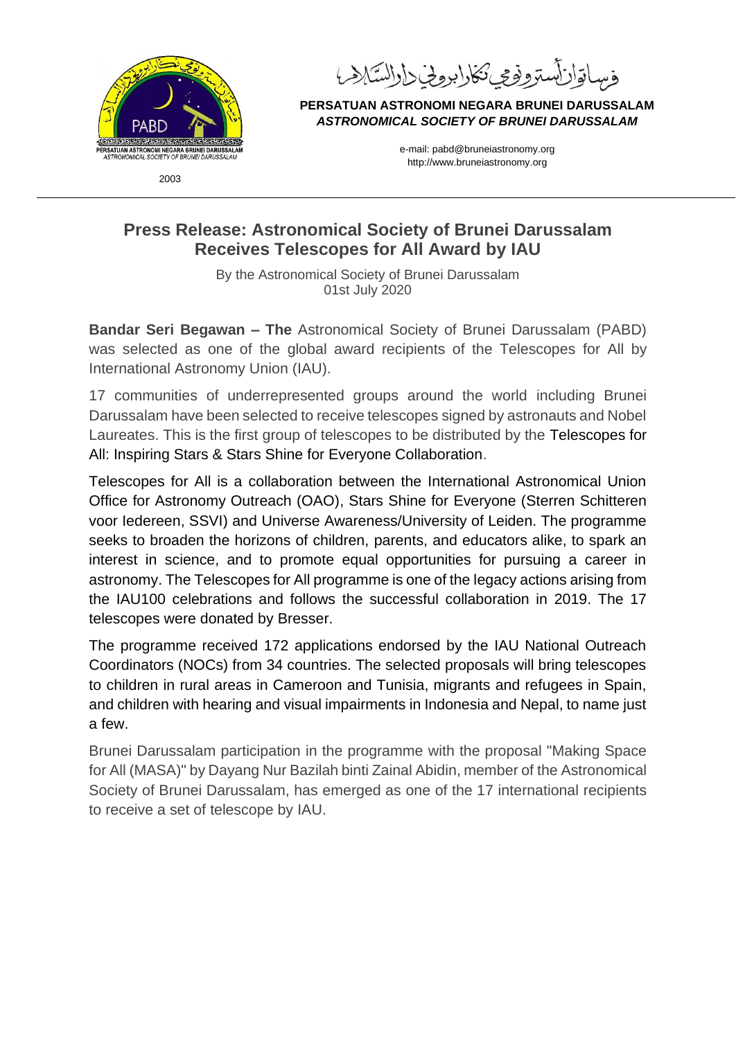فرساتوان أسترونومي نکارا بروني دارالسلام

**PERSATUAN ASTRONOMI NEGARA BRUNEI DARUSSALAM**
***ASTRONOMICAL SOCIETY OF BRUNEI DARUSSALAM***

e-mail: pabd@bruneiastronomy.org
http://www.bruneiastronomy.org

2003

## Press Release: Astronomical Society of Brunei Darussalam Receives Telescopes for All Award by IAU

By the Astronomical Society of Brunei Darussalam
01st July 2020

**Bandar Seri Begawan – The** Astronomical Society of Brunei Darussalam (PABD) was selected as one of the global award recipients of the Telescopes for All by International Astronomy Union (IAU).

17 communities of underrepresented groups around the world including Brunei Darussalam have been selected to receive telescopes signed by astronauts and Nobel Laureates. This is the first group of telescopes to be distributed by the Telescopes for All: Inspiring Stars & Stars Shine for Everyone Collaboration.

Telescopes for All is a collaboration between the International Astronomical Union Office for Astronomy Outreach (OAO), Stars Shine for Everyone (Sterren Schitteren voor Iedereen, SSVI) and Universe Awareness/University of Leiden. The programme seeks to broaden the horizons of children, parents, and educators alike, to spark an interest in science, and to promote equal opportunities for pursuing a career in astronomy. The Telescopes for All programme is one of the legacy actions arising from the IAU100 celebrations and follows the successful collaboration in 2019. The 17 telescopes were donated by Bresser.

The programme received 172 applications endorsed by the IAU National Outreach Coordinators (NOCs) from 34 countries. The selected proposals will bring telescopes to children in rural areas in Cameroon and Tunisia, migrants and refugees in Spain, and children with hearing and visual impairments in Indonesia and Nepal, to name just a few.

Brunei Darussalam participation in the programme with the proposal "Making Space for All (MASA)" by Dayang Nur Bazilah binti Zainal Abidin, member of the Astronomical Society of Brunei Darussalam, has emerged as one of the 17 international recipients to receive a set of telescope by IAU.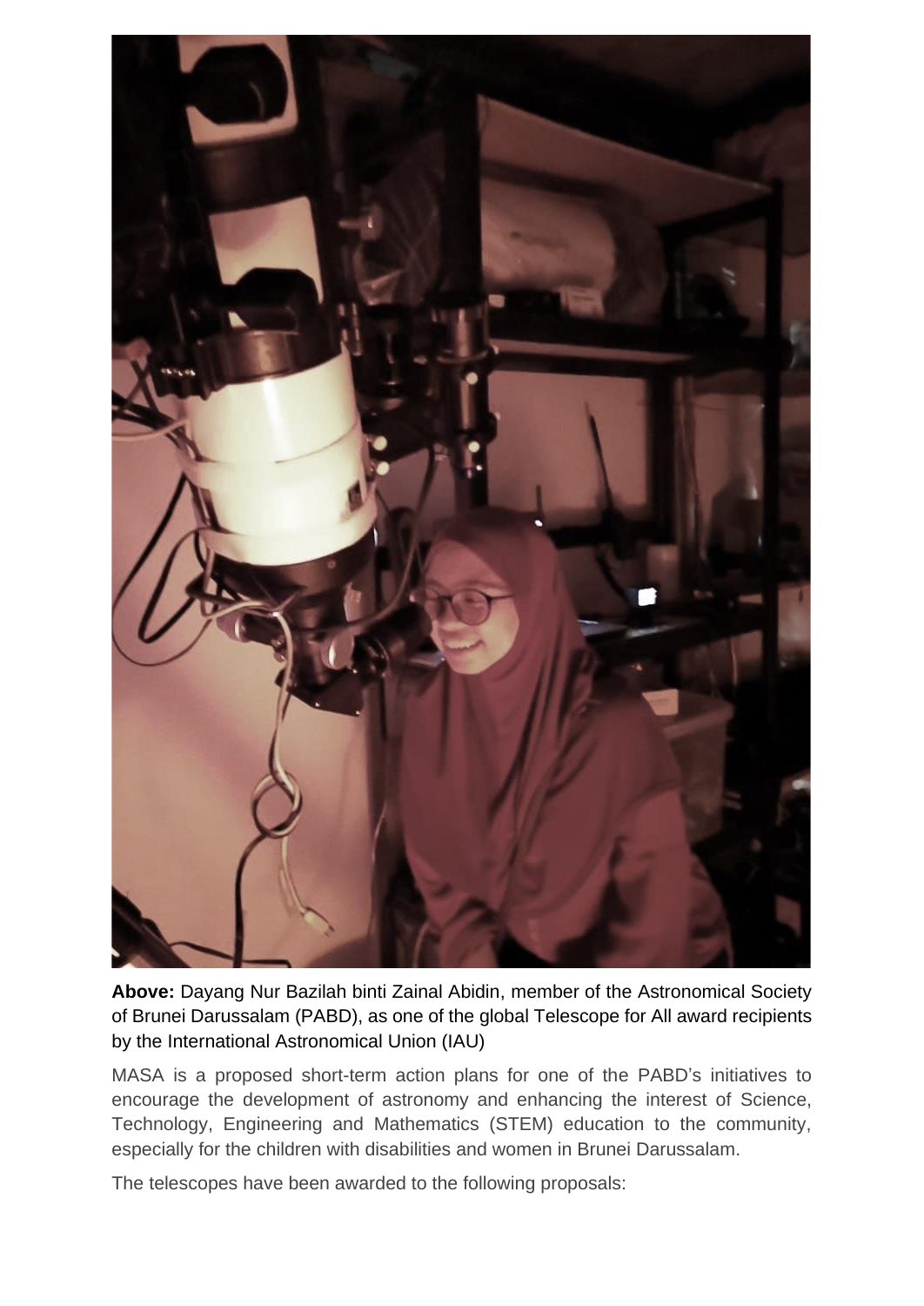**Above:** Dayang Nur Bazilah binti Zainal Abidin, member of the Astronomical Society of Brunei Darussalam (PABD), as one of the global Telescope for All award recipients by the International Astronomical Union (IAU)

MASA is a proposed short-term action plans for one of the PABD's initiatives to encourage the development of astronomy and enhancing the interest of Science, Technology, Engineering and Mathematics (STEM) education to the community, especially for the children with disabilities and women in Brunei Darussalam.

The telescopes have been awarded to the following proposals: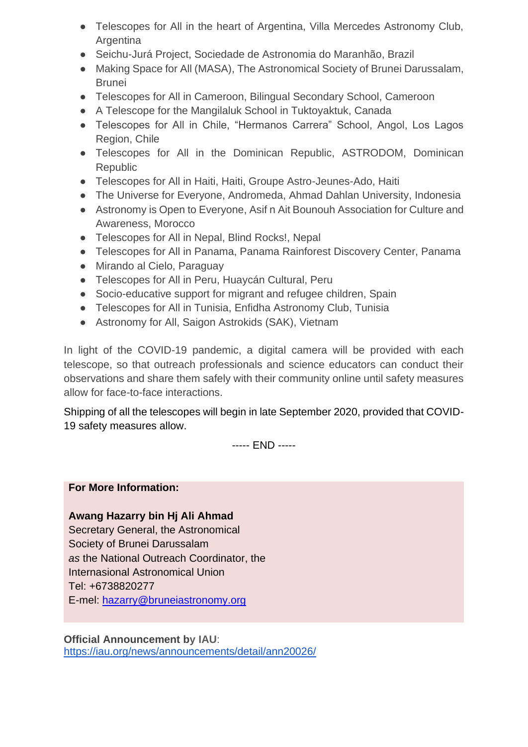- Telescopes for All in the heart of Argentina, Villa Mercedes Astronomy Club, Argentina
- Seichu-Jurá Project, Sociedade de Astronomia do Maranhão, Brazil
- Making Space for All (MASA), The Astronomical Society of Brunei Darussalam, Brunei
- Telescopes for All in Cameroon, Bilingual Secondary School, Cameroon
- A Telescope for the Mangilaluk School in Tuktoyaktuk, Canada
- Telescopes for All in Chile, "Hermanos Carrera" School, Angol, Los Lagos Region, Chile
- Telescopes for All in the Dominican Republic, ASTRODOM, Dominican Republic
- Telescopes for All in Haiti, Haiti, Groupe Astro-Jeunes-Ado, Haiti
- The Universe for Everyone, Andromeda, Ahmad Dahlan University, Indonesia
- Astronomy is Open to Everyone, Asif n Ait Bounouh Association for Culture and Awareness, Morocco
- Telescopes for All in Nepal, Blind Rocks!, Nepal
- Telescopes for All in Panama, Panama Rainforest Discovery Center, Panama
- Mirando al Cielo, Paraguay
- Telescopes for All in Peru, Huaycán Cultural, Peru
- Socio-educative support for migrant and refugee children, Spain
- Telescopes for All in Tunisia, Enfidha Astronomy Club, Tunisia
- Astronomy for All, Saigon Astrokids (SAK), Vietnam

In light of the COVID-19 pandemic, a digital camera will be provided with each telescope, so that outreach professionals and science educators can conduct their observations and share them safely with their community online until safety measures allow for face-to-face interactions.

Shipping of all the telescopes will begin in late September 2020, provided that COVID-19 safety measures allow.

----- END -----

**For More Information:**

**Awang Hazarry bin Hj Ali Ahmad**
Secretary General, the Astronomical Society of Brunei Darussalam
*as* the National Outreach Coordinator, the Internasional Astronomical Union
Tel: +6738820277
E-mel: hazarry@bruneiastronomy.org

**Official Announcement by IAU**:
https://iau.org/news/announcements/detail/ann20026/